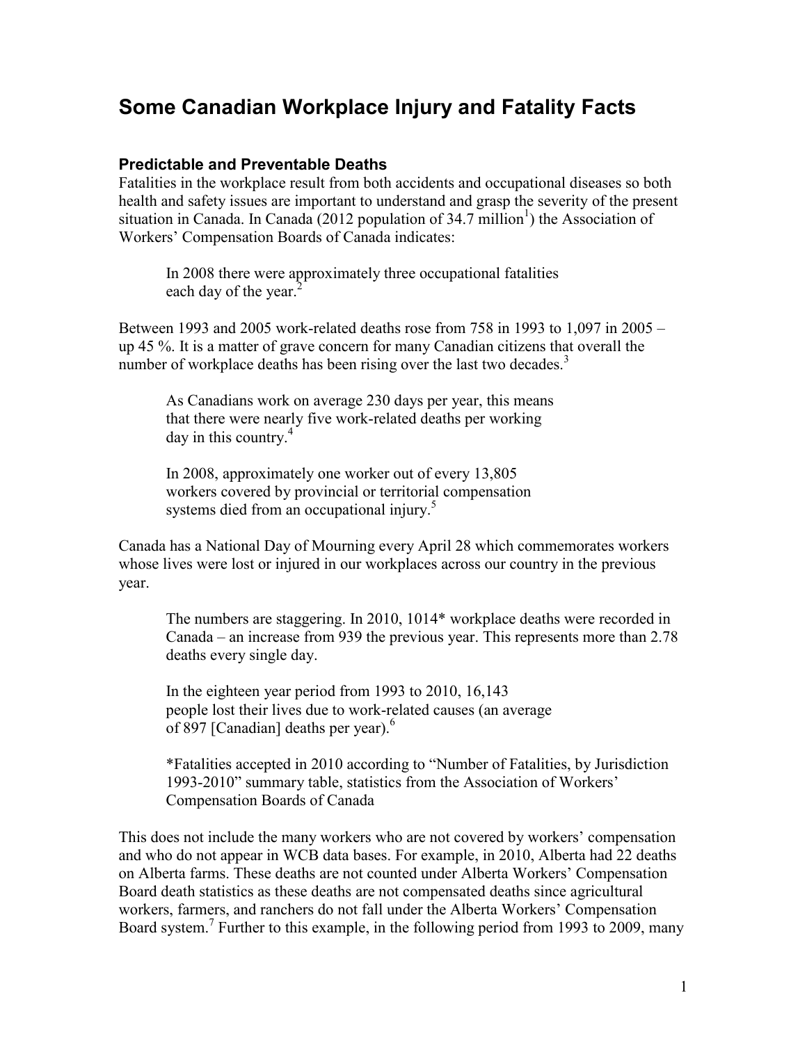# Some Canadian Workplace Injury and Fatality Facts

## Predictable and Preventable Deaths

Fatalities in the workplace result from both accidents and occupational diseases so both health and safety issues are important to understand and grasp the severity of the present situation in Canada. In Canada (2012 population of 34.7 million[1]) the Association of Workers' Compensation Boards of Canada indicates:

> In 2008 there were approximately three occupational fatalities each day of the year.[2]

Between 1993 and 2005 work-related deaths rose from 758 in 1993 to 1,097 in 2005 – up 45 %. It is a matter of grave concern for many Canadian citizens that overall the number of workplace deaths has been rising over the last two decades.[3]

> As Canadians work on average 230 days per year, this means that there were nearly five work-related deaths per working day in this country.[4]
>
> In 2008, approximately one worker out of every 13,805 workers covered by provincial or territorial compensation systems died from an occupational injury.[5]

Canada has a National Day of Mourning every April 28 which commemorates workers whose lives were lost or injured in our workplaces across our country in the previous year.

> The numbers are staggering. In 2010, 1014* workplace deaths were recorded in Canada – an increase from 939 the previous year. This represents more than 2.78 deaths every single day.
>
> In the eighteen year period from 1993 to 2010, 16,143 people lost their lives due to work-related causes (an average of 897 [Canadian] deaths per year).[6]
>
> *Fatalities accepted in 2010 according to "Number of Fatalities, by Jurisdiction 1993-2010" summary table, statistics from the Association of Workers' Compensation Boards of Canada

This does not include the many workers who are not covered by workers' compensation and who do not appear in WCB data bases. For example, in 2010, Alberta had 22 deaths on Alberta farms. These deaths are not counted under Alberta Workers' Compensation Board death statistics as these deaths are not compensated deaths since agricultural workers, farmers, and ranchers do not fall under the Alberta Workers' Compensation Board system.[7] Further to this example, in the following period from 1993 to 2009, many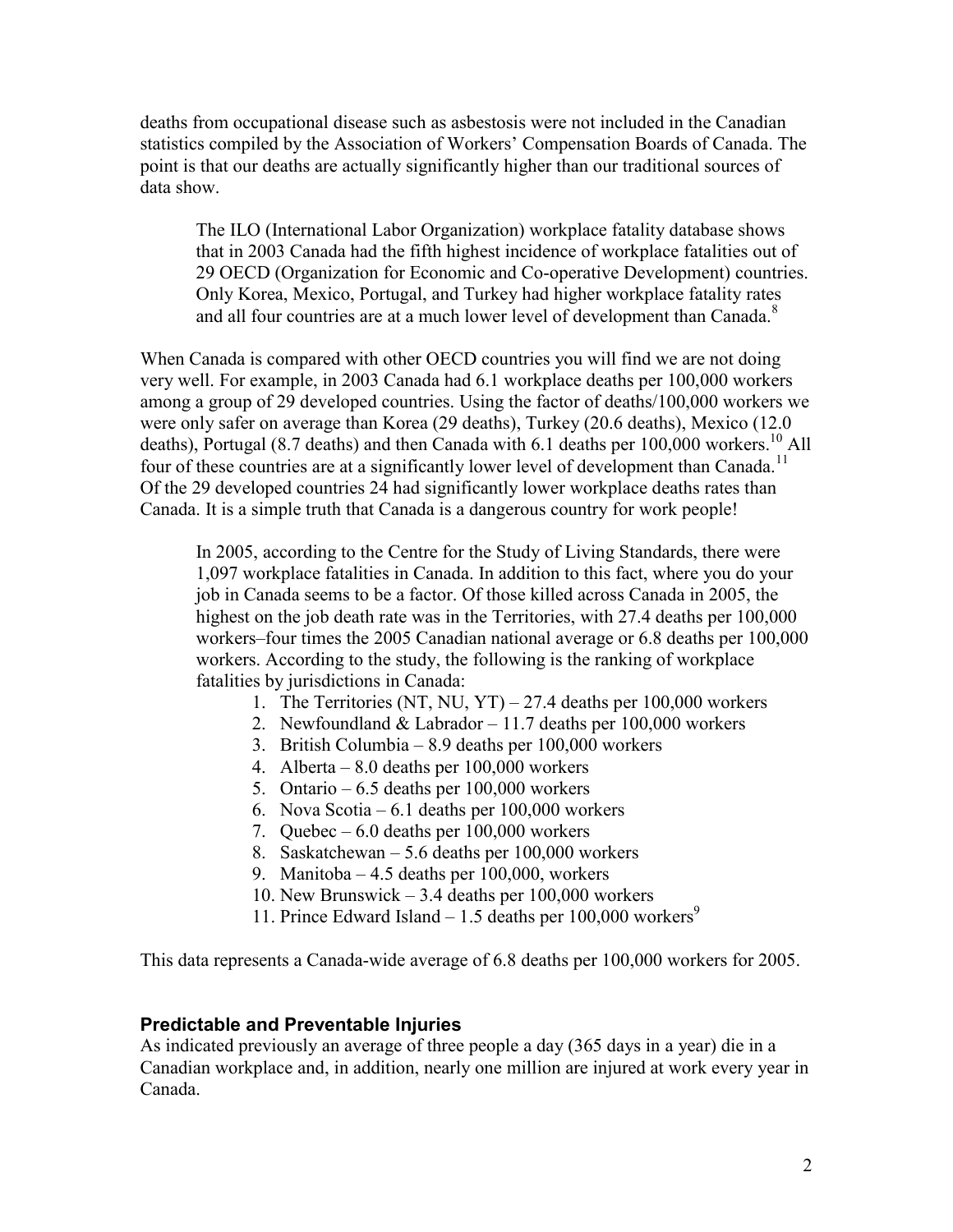deaths from occupational disease such as asbestosis were not included in the Canadian statistics compiled by the Association of Workers' Compensation Boards of Canada. The point is that our deaths are actually significantly higher than our traditional sources of data show.

> The ILO (International Labor Organization) workplace fatality database shows that in 2003 Canada had the fifth highest incidence of workplace fatalities out of 29 OECD (Organization for Economic and Co-operative Development) countries. Only Korea, Mexico, Portugal, and Turkey had higher workplace fatality rates and all four countries are at a much lower level of development than Canada.[8]

When Canada is compared with other OECD countries you will find we are not doing very well. For example, in 2003 Canada had 6.1 workplace deaths per 100,000 workers among a group of 29 developed countries. Using the factor of deaths/100,000 workers we were only safer on average than Korea (29 deaths), Turkey (20.6 deaths), Mexico (12.0 deaths), Portugal (8.7 deaths) and then Canada with 6.1 deaths per 100,000 workers.[10] All four of these countries are at a significantly lower level of development than Canada.[11] Of the 29 developed countries 24 had significantly lower workplace deaths rates than Canada. It is a simple truth that Canada is a dangerous country for work people!

> In 2005, according to the Centre for the Study of Living Standards, there were 1,097 workplace fatalities in Canada. In addition to this fact, where you do your job in Canada seems to be a factor. Of those killed across Canada in 2005, the highest on the job death rate was in the Territories, with 27.4 deaths per 100,000 workers–four times the 2005 Canadian national average or 6.8 deaths per 100,000 workers. According to the study, the following is the ranking of workplace fatalities by jurisdictions in Canada:
>
> 1. The Territories (NT, NU, YT) – 27.4 deaths per 100,000 workers
> 2. Newfoundland & Labrador – 11.7 deaths per 100,000 workers
> 3. British Columbia – 8.9 deaths per 100,000 workers
> 4. Alberta – 8.0 deaths per 100,000 workers
> 5. Ontario – 6.5 deaths per 100,000 workers
> 6. Nova Scotia – 6.1 deaths per 100,000 workers
> 7. Quebec – 6.0 deaths per 100,000 workers
> 8. Saskatchewan – 5.6 deaths per 100,000 workers
> 9. Manitoba – 4.5 deaths per 100,000, workers
> 10. New Brunswick – 3.4 deaths per 100,000 workers
> 11. Prince Edward Island – 1.5 deaths per 100,000 workers[9]

This data represents a Canada-wide average of 6.8 deaths per 100,000 workers for 2005.

### Predictable and Preventable Injuries

As indicated previously an average of three people a day (365 days in a year) die in a Canadian workplace and, in addition, nearly one million are injured at work every year in Canada.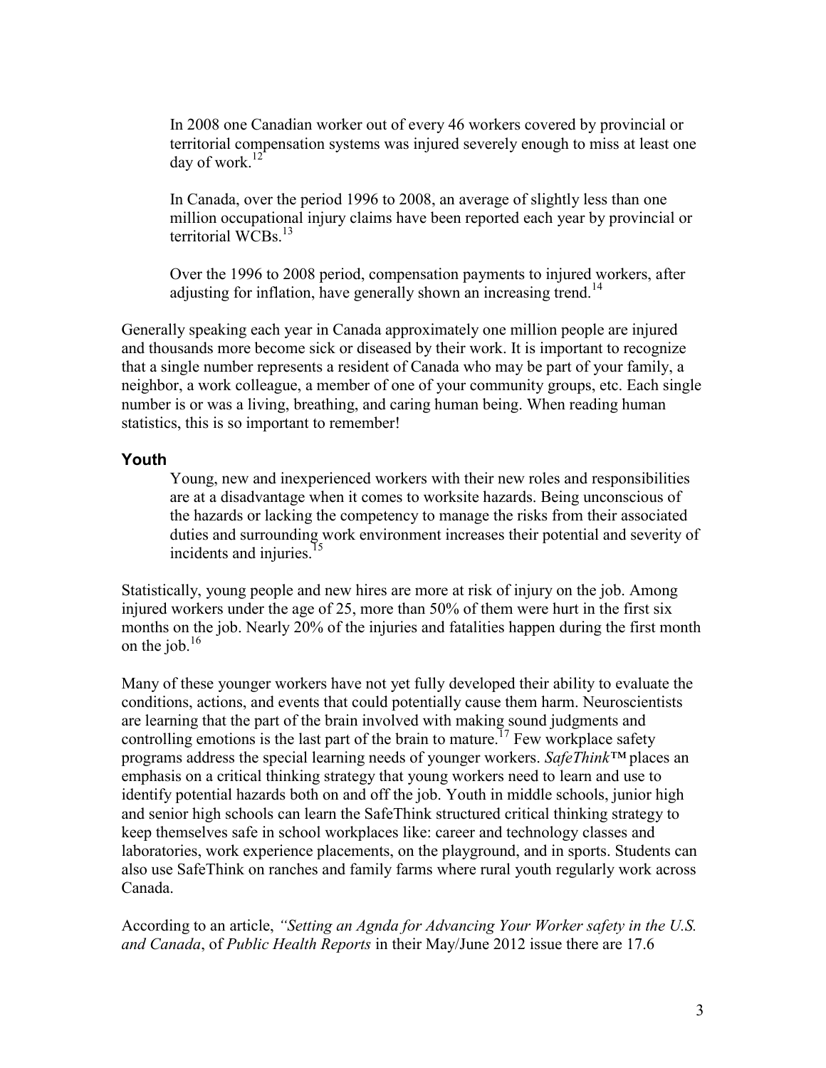> In 2008 one Canadian worker out of every 46 workers covered by provincial or territorial compensation systems was injured severely enough to miss at least one day of work.[12]
>
> In Canada, over the period 1996 to 2008, an average of slightly less than one million occupational injury claims have been reported each year by provincial or territorial WCBs.[13]
>
> Over the 1996 to 2008 period, compensation payments to injured workers, after adjusting for inflation, have generally shown an increasing trend.[14]

Generally speaking each year in Canada approximately one million people are injured and thousands more become sick or diseased by their work. It is important to recognize that a single number represents a resident of Canada who may be part of your family, a neighbor, a work colleague, a member of one of your community groups, etc. Each single number is or was a living, breathing, and caring human being. When reading human statistics, this is so important to remember!

## Youth

> Young, new and inexperienced workers with their new roles and responsibilities are at a disadvantage when it comes to worksite hazards. Being unconscious of the hazards or lacking the competency to manage the risks from their associated duties and surrounding work environment increases their potential and severity of incidents and injuries.[15]

Statistically, young people and new hires are more at risk of injury on the job. Among injured workers under the age of 25, more than 50% of them were hurt in the first six months on the job. Nearly 20% of the injuries and fatalities happen during the first month on the job.[16]

Many of these younger workers have not yet fully developed their ability to evaluate the conditions, actions, and events that could potentially cause them harm. Neuroscientists are learning that the part of the brain involved with making sound judgments and controlling emotions is the last part of the brain to mature.[17] Few workplace safety programs address the special learning needs of younger workers. *SafeThink™* places an emphasis on a critical thinking strategy that young workers need to learn and use to identify potential hazards both on and off the job. Youth in middle schools, junior high and senior high schools can learn the SafeThink structured critical thinking strategy to keep themselves safe in school workplaces like: career and technology classes and laboratories, work experience placements, on the playground, and in sports. Students can also use SafeThink on ranches and family farms where rural youth regularly work across Canada.

According to an article, *"Setting an Agnda for Advancing Your Worker safety in the U.S. and Canada*, of *Public Health Reports* in their May/June 2012 issue there are 17.6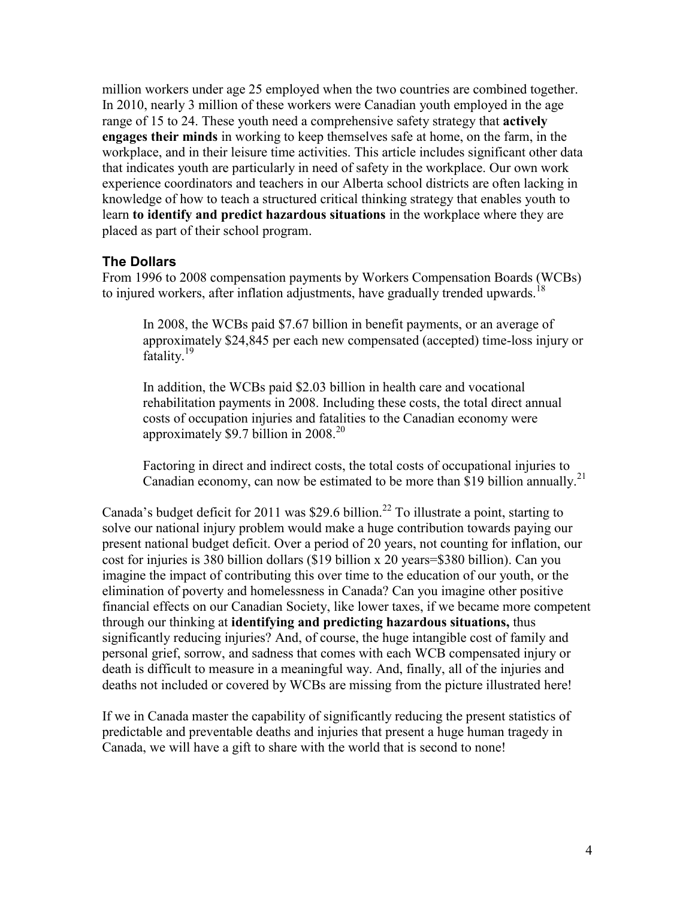million workers under age 25 employed when the two countries are combined together. In 2010, nearly 3 million of these workers were Canadian youth employed in the age range of 15 to 24. These youth need a comprehensive safety strategy that **actively engages their minds** in working to keep themselves safe at home, on the farm, in the workplace, and in their leisure time activities. This article includes significant other data that indicates youth are particularly in need of safety in the workplace. Our own work experience coordinators and teachers in our Alberta school districts are often lacking in knowledge of how to teach a structured critical thinking strategy that enables youth to learn **to identify and predict hazardous situations** in the workplace where they are placed as part of their school program.

### The Dollars

From 1996 to 2008 compensation payments by Workers Compensation Boards (WCBs) to injured workers, after inflation adjustments, have gradually trended upwards.[18]

> In 2008, the WCBs paid $7.67 billion in benefit payments, or an average of approximately $24,845 per each new compensated (accepted) time-loss injury or fatality.[19]
>
> In addition, the WCBs paid $2.03 billion in health care and vocational rehabilitation payments in 2008. Including these costs, the total direct annual costs of occupation injuries and fatalities to the Canadian economy were approximately $9.7 billion in 2008.[20]
>
> Factoring in direct and indirect costs, the total costs of occupational injuries to Canadian economy, can now be estimated to be more than $19 billion annually.[21]

Canada's budget deficit for 2011 was $29.6 billion.[22] To illustrate a point, starting to solve our national injury problem would make a huge contribution towards paying our present national budget deficit. Over a period of 20 years, not counting for inflation, our cost for injuries is 380 billion dollars ($19 billion x 20 years=$380 billion). Can you imagine the impact of contributing this over time to the education of our youth, or the elimination of poverty and homelessness in Canada? Can you imagine other positive financial effects on our Canadian Society, like lower taxes, if we became more competent through our thinking at **identifying and predicting hazardous situations,** thus significantly reducing injuries? And, of course, the huge intangible cost of family and personal grief, sorrow, and sadness that comes with each WCB compensated injury or death is difficult to measure in a meaningful way. And, finally, all of the injuries and deaths not included or covered by WCBs are missing from the picture illustrated here!

If we in Canada master the capability of significantly reducing the present statistics of predictable and preventable deaths and injuries that present a huge human tragedy in Canada, we will have a gift to share with the world that is second to none!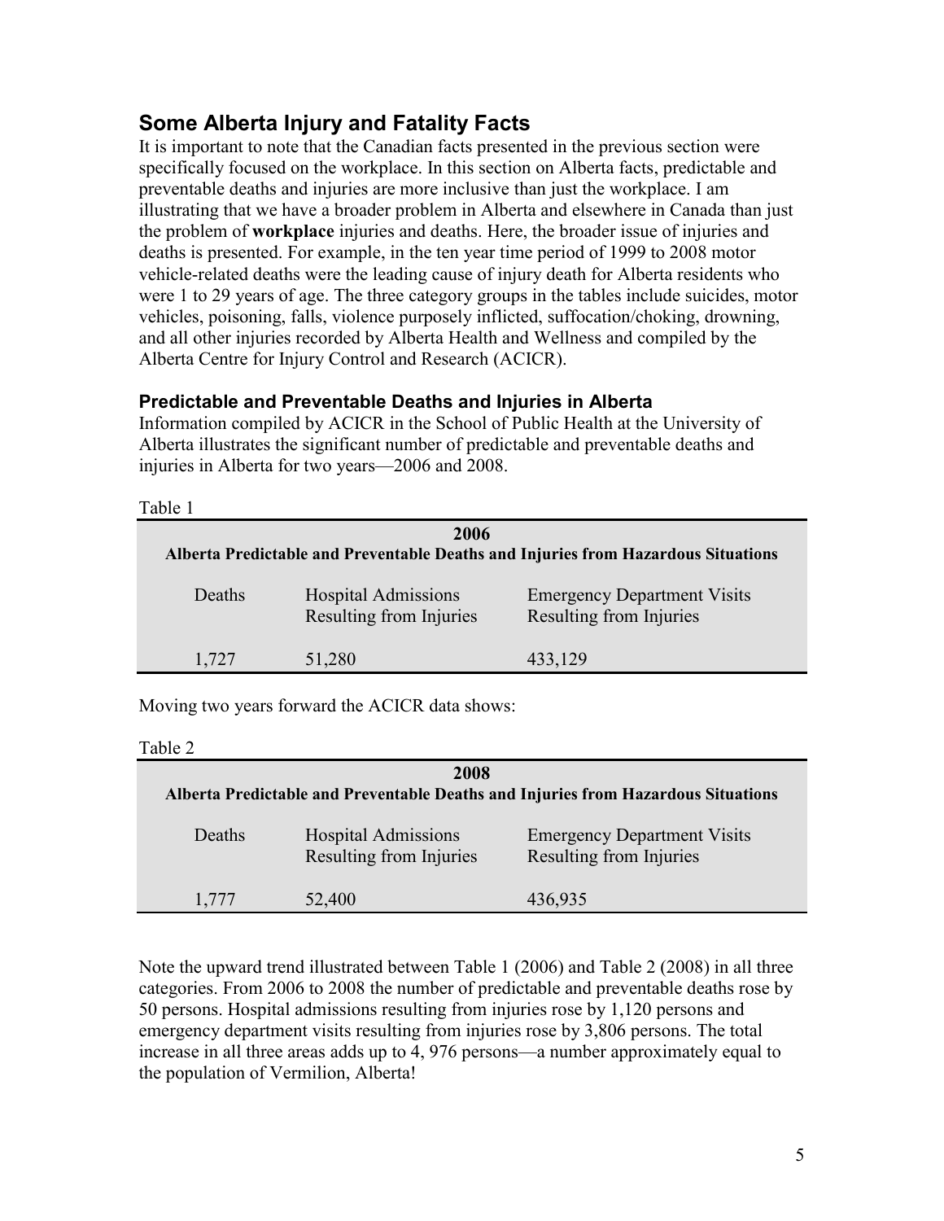## Some Alberta Injury and Fatality Facts

It is important to note that the Canadian facts presented in the previous section were specifically focused on the workplace. In this section on Alberta facts, predictable and preventable deaths and injuries are more inclusive than just the workplace. I am illustrating that we have a broader problem in Alberta and elsewhere in Canada than just the problem of **workplace** injuries and deaths. Here, the broader issue of injuries and deaths is presented. For example, in the ten year time period of 1999 to 2008 motor vehicle-related deaths were the leading cause of injury death for Alberta residents who were 1 to 29 years of age. The three category groups in the tables include suicides, motor vehicles, poisoning, falls, violence purposely inflicted, suffocation/choking, drowning, and all other injuries recorded by Alberta Health and Wellness and compiled by the Alberta Centre for Injury Control and Research (ACICR).

### Predictable and Preventable Deaths and Injuries in Alberta

Information compiled by ACICR in the School of Public Health at the University of Alberta illustrates the significant number of predictable and preventable deaths and injuries in Alberta for two years—2006 and 2008.

Table 1

| **2006 Alberta Predictable and Preventable Deaths and Injuries from Hazardous Situations** | | |
|---|---|---|
| Deaths | Hospital Admissions Resulting from Injuries | Emergency Department Visits Resulting from Injuries |
| 1,727 | 51,280 | 433,129 |

Moving two years forward the ACICR data shows:

Table 2

| **2008 Alberta Predictable and Preventable Deaths and Injuries from Hazardous Situations** | | |
|---|---|---|
| Deaths | Hospital Admissions Resulting from Injuries | Emergency Department Visits Resulting from Injuries |
| 1,777 | 52,400 | 436,935 |

Note the upward trend illustrated between Table 1 (2006) and Table 2 (2008) in all three categories. From 2006 to 2008 the number of predictable and preventable deaths rose by 50 persons. Hospital admissions resulting from injuries rose by 1,120 persons and emergency department visits resulting from injuries rose by 3,806 persons. The total increase in all three areas adds up to 4, 976 persons—a number approximately equal to the population of Vermilion, Alberta!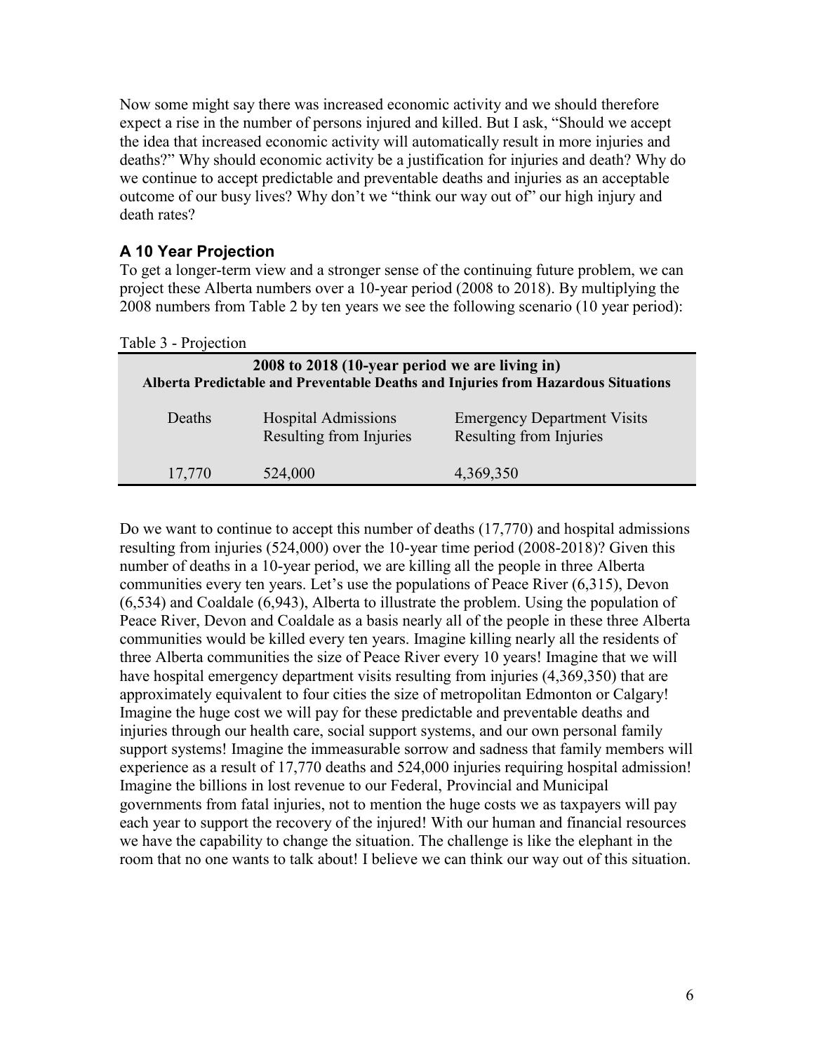Now some might say there was increased economic activity and we should therefore expect a rise in the number of persons injured and killed. But I ask, "Should we accept the idea that increased economic activity will automatically result in more injuries and deaths?" Why should economic activity be a justification for injuries and death? Why do we continue to accept predictable and preventable deaths and injuries as an acceptable outcome of our busy lives? Why don't we "think our way out of" our high injury and death rates?

### A 10 Year Projection

To get a longer-term view and a stronger sense of the continuing future problem, we can project these Alberta numbers over a 10-year period (2008 to 2018). By multiplying the 2008 numbers from Table 2 by ten years we see the following scenario (10 year period):

Table 3 - Projection

| **2008 to 2018 (10-year period we are living in)**<br>**Alberta Predictable and Preventable Deaths and Injuries from Hazardous Situations** | | |
|---|---|---|
| Deaths | Hospital Admissions Resulting from Injuries | Emergency Department Visits Resulting from Injuries |
| 17,770 | 524,000 | 4,369,350 |

Do we want to continue to accept this number of deaths (17,770) and hospital admissions resulting from injuries (524,000) over the 10-year time period (2008-2018)? Given this number of deaths in a 10-year period, we are killing all the people in three Alberta communities every ten years. Let's use the populations of Peace River (6,315), Devon (6,534) and Coaldale (6,943), Alberta to illustrate the problem. Using the population of Peace River, Devon and Coaldale as a basis nearly all of the people in these three Alberta communities would be killed every ten years. Imagine killing nearly all the residents of three Alberta communities the size of Peace River every 10 years! Imagine that we will have hospital emergency department visits resulting from injuries (4,369,350) that are approximately equivalent to four cities the size of metropolitan Edmonton or Calgary! Imagine the huge cost we will pay for these predictable and preventable deaths and injuries through our health care, social support systems, and our own personal family support systems! Imagine the immeasurable sorrow and sadness that family members will experience as a result of 17,770 deaths and 524,000 injuries requiring hospital admission! Imagine the billions in lost revenue to our Federal, Provincial and Municipal governments from fatal injuries, not to mention the huge costs we as taxpayers will pay each year to support the recovery of the injured! With our human and financial resources we have the capability to change the situation. The challenge is like the elephant in the room that no one wants to talk about! I believe we can think our way out of this situation.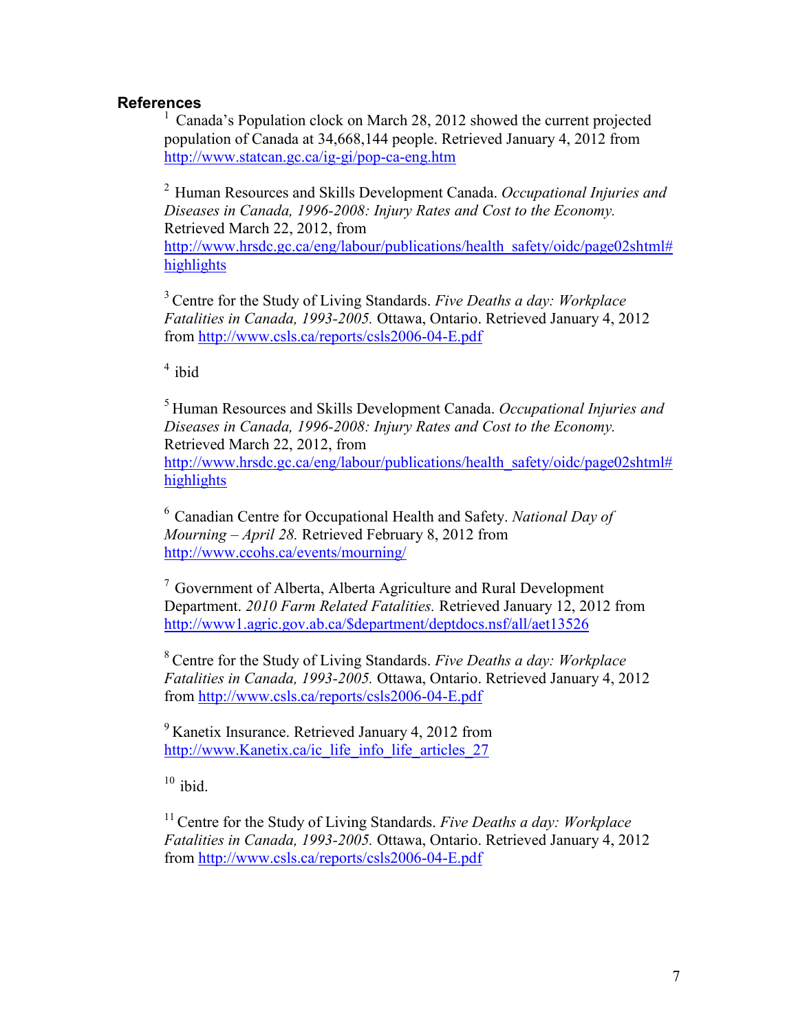## References

[1] Canada's Population clock on March 28, 2012 showed the current projected population of Canada at 34,668,144 people. Retrieved January 4, 2012 from http://www.statcan.gc.ca/ig-gi/pop-ca-eng.htm

[2] Human Resources and Skills Development Canada. *Occupational Injuries and Diseases in Canada, 1996-2008: Injury Rates and Cost to the Economy.* Retrieved March 22, 2012, from http://www.hrsdc.gc.ca/eng/labour/publications/health_safety/oidc/page02shtml#highlights

[3] Centre for the Study of Living Standards. *Five Deaths a day: Workplace Fatalities in Canada, 1993-2005.* Ottawa, Ontario. Retrieved January 4, 2012 from http://www.csls.ca/reports/csls2006-04-E.pdf

[4] ibid

[5] Human Resources and Skills Development Canada. *Occupational Injuries and Diseases in Canada, 1996-2008: Injury Rates and Cost to the Economy.* Retrieved March 22, 2012, from http://www.hrsdc.gc.ca/eng/labour/publications/health_safety/oidc/page02shtml#highlights

[6] Canadian Centre for Occupational Health and Safety. *National Day of Mourning – April 28.* Retrieved February 8, 2012 from http://www.ccohs.ca/events/mourning/

[7] Government of Alberta, Alberta Agriculture and Rural Development Department. *2010 Farm Related Fatalities.* Retrieved January 12, 2012 from http://www1.agric.gov.ab.ca/$department/deptdocs.nsf/all/aet13526

[8] Centre for the Study of Living Standards. *Five Deaths a day: Workplace Fatalities in Canada, 1993-2005.* Ottawa, Ontario. Retrieved January 4, 2012 from http://www.csls.ca/reports/csls2006-04-E.pdf

[9] Kanetix Insurance. Retrieved January 4, 2012 from http://www.Kanetix.ca/ic_life_info_life_articles_27

[10] ibid.

[11] Centre for the Study of Living Standards. *Five Deaths a day: Workplace Fatalities in Canada, 1993-2005.* Ottawa, Ontario. Retrieved January 4, 2012 from http://www.csls.ca/reports/csls2006-04-E.pdf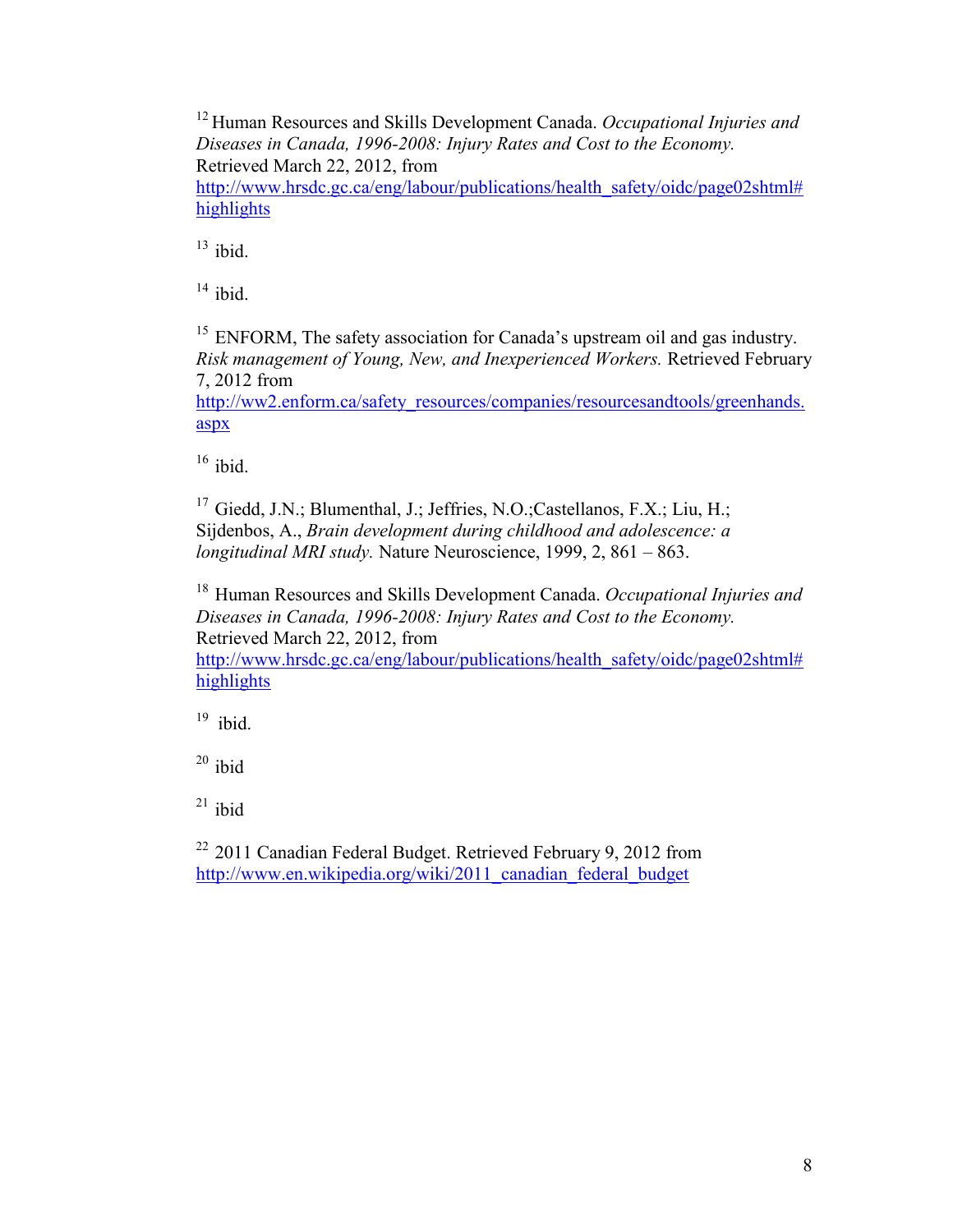[12] Human Resources and Skills Development Canada. *Occupational Injuries and Diseases in Canada, 1996-2008: Injury Rates and Cost to the Economy.* Retrieved March 22, 2012, from http://www.hrsdc.gc.ca/eng/labour/publications/health_safety/oidc/page02shtml#highlights

[13] ibid.

[14] ibid.

[15] ENFORM, The safety association for Canada's upstream oil and gas industry. *Risk management of Young, New, and Inexperienced Workers.* Retrieved February 7, 2012 from http://ww2.enform.ca/safety_resources/companies/resourcesandtools/greenhands.aspx

[16] ibid.

[17] Giedd, J.N.; Blumenthal, J.; Jeffries, N.O.;Castellanos, F.X.; Liu, H.; Sijdenbos, A., *Brain development during childhood and adolescence: a longitudinal MRI study.* Nature Neuroscience, 1999, 2, 861 – 863.

[18] Human Resources and Skills Development Canada. *Occupational Injuries and Diseases in Canada, 1996-2008: Injury Rates and Cost to the Economy.* Retrieved March 22, 2012, from http://www.hrsdc.gc.ca/eng/labour/publications/health_safety/oidc/page02shtml#highlights

[19] ibid.

[20] ibid

[21] ibid

[22] 2011 Canadian Federal Budget. Retrieved February 9, 2012 from http://www.en.wikipedia.org/wiki/2011_canadian_federal_budget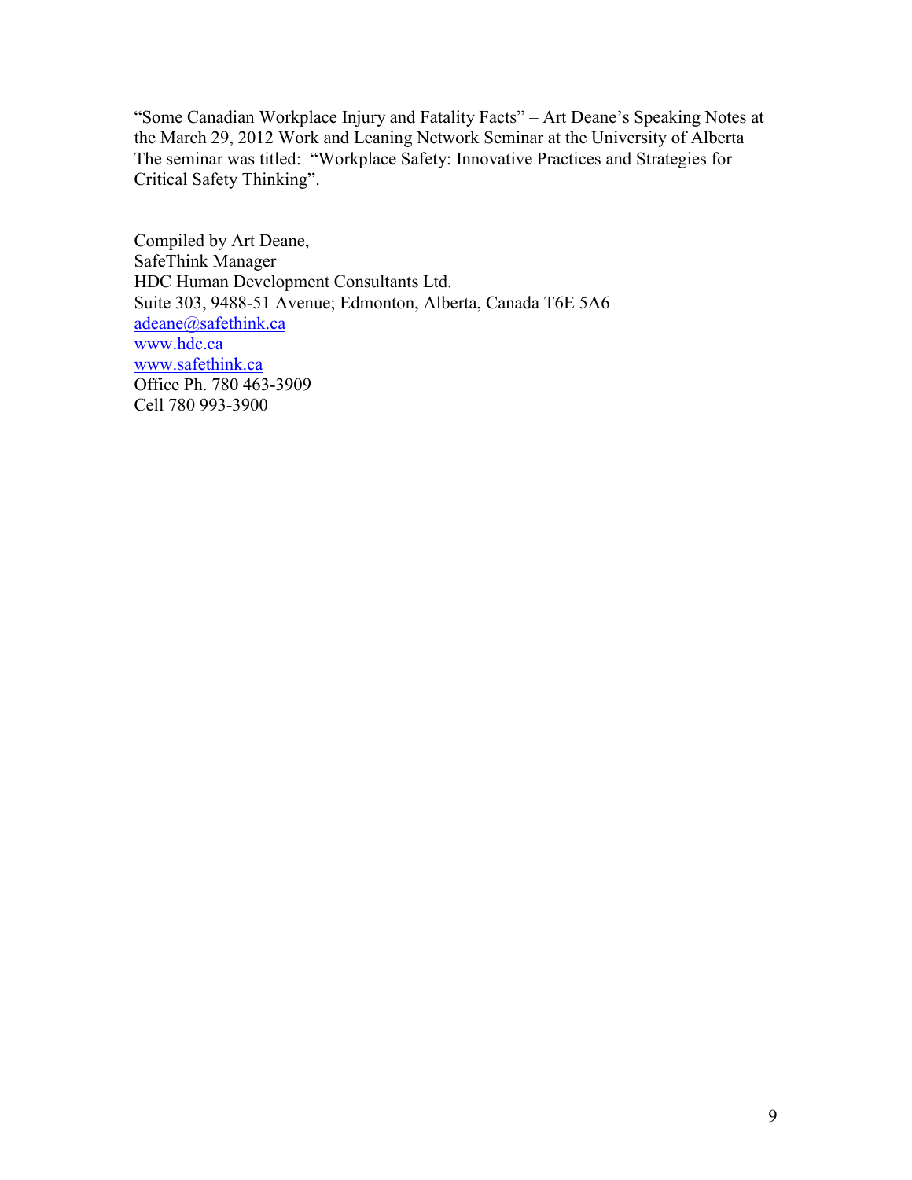"Some Canadian Workplace Injury and Fatality Facts" – Art Deane's Speaking Notes at the March 29, 2012 Work and Leaning Network Seminar at the University of Alberta The seminar was titled: "Workplace Safety: Innovative Practices and Strategies for Critical Safety Thinking".

Compiled by Art Deane,
SafeThink Manager
HDC Human Development Consultants Ltd.
Suite 303, 9488-51 Avenue; Edmonton, Alberta, Canada T6E 5A6
adeane@safethink.ca
www.hdc.ca
www.safethink.ca
Office Ph. 780 463-3909
Cell 780 993-3900